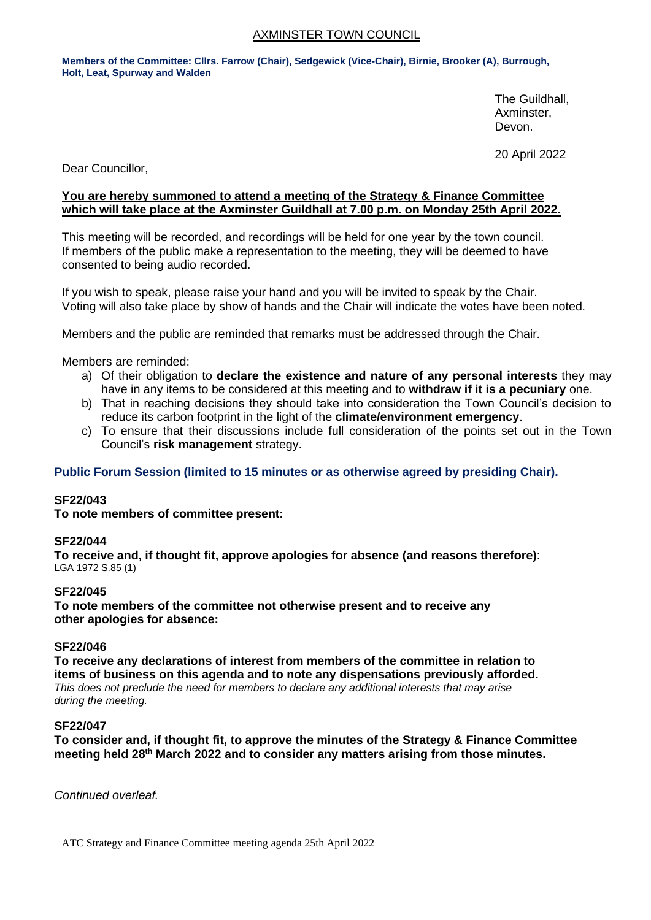# AXMINSTER TOWN COUNCIL

**Members of the Committee: Cllrs. Farrow (Chair), Sedgewick (Vice-Chair), Birnie, Brooker (A), Burrough, Holt, Leat, Spurway and Walden**

The Guildhall,
Axminster,
Devon.

20 April 2022

Dear Councillor,

**You are hereby summoned to attend a meeting of the Strategy & Finance Committee which will take place at the Axminster Guildhall at 7.00 p.m. on Monday 25th April 2022.**

This meeting will be recorded, and recordings will be held for one year by the town council. If members of the public make a representation to the meeting, they will be deemed to have consented to being audio recorded.

If you wish to speak, please raise your hand and you will be invited to speak by the Chair. Voting will also take place by show of hands and the Chair will indicate the votes have been noted.

Members and the public are reminded that remarks must be addressed through the Chair.

Members are reminded:

a) Of their obligation to **declare the existence and nature of any personal interests** they may have in any items to be considered at this meeting and to **withdraw if it is a pecuniary** one.
b) That in reaching decisions they should take into consideration the Town Council's decision to reduce its carbon footprint in the light of the **climate/environment emergency**.
c) To ensure that their discussions include full consideration of the points set out in the Town Council's **risk management** strategy.

## Public Forum Session (limited to 15 minutes or as otherwise agreed by presiding Chair).

**SF22/043**
**To note members of committee present:**

**SF22/044**
**To receive and, if thought fit, approve apologies for absence (and reasons therefore)**:
LGA 1972 S.85 (1)

**SF22/045**
**To note members of the committee not otherwise present and to receive any other apologies for absence:**

**SF22/046**
**To receive any declarations of interest from members of the committee in relation to items of business on this agenda and to note any dispensations previously afforded.**
*This does not preclude the need for members to declare any additional interests that may arise during the meeting.*

**SF22/047**
**To consider and, if thought fit, to approve the minutes of the Strategy & Finance Committee meeting held 28th March 2022 and to consider any matters arising from those minutes.**

*Continued overleaf.*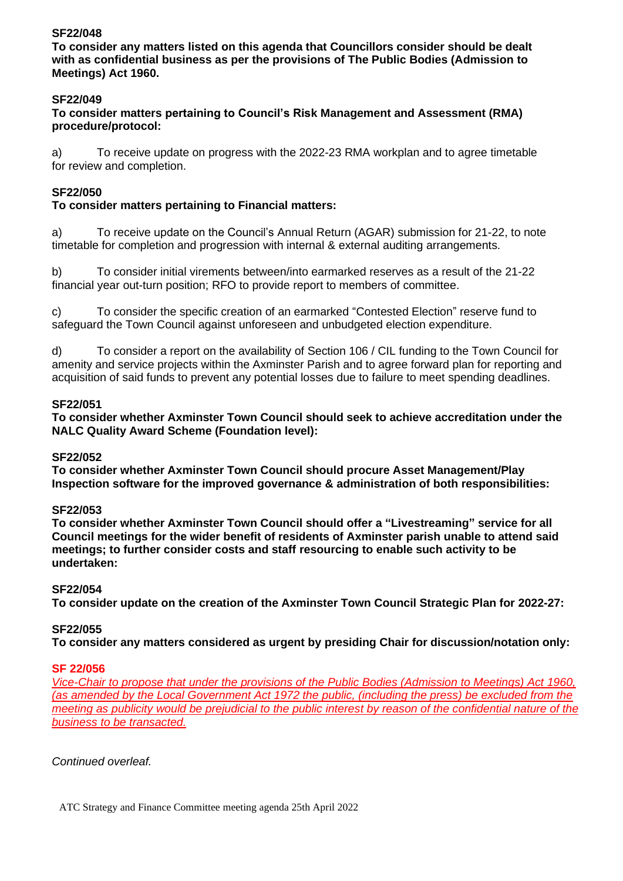**SF22/048**

**To consider any matters listed on this agenda that Councillors consider should be dealt with as confidential business as per the provisions of The Public Bodies (Admission to Meetings) Act 1960.**

**SF22/049**

**To consider matters pertaining to Council's Risk Management and Assessment (RMA) procedure/protocol:**

a) To receive update on progress with the 2022-23 RMA workplan and to agree timetable for review and completion.

**SF22/050**

**To consider matters pertaining to Financial matters:**

a) To receive update on the Council's Annual Return (AGAR) submission for 21-22, to note timetable for completion and progression with internal & external auditing arrangements.

b) To consider initial virements between/into earmarked reserves as a result of the 21-22 financial year out-turn position; RFO to provide report to members of committee.

c) To consider the specific creation of an earmarked "Contested Election" reserve fund to safeguard the Town Council against unforeseen and unbudgeted election expenditure.

d) To consider a report on the availability of Section 106 / CIL funding to the Town Council for amenity and service projects within the Axminster Parish and to agree forward plan for reporting and acquisition of said funds to prevent any potential losses due to failure to meet spending deadlines.

**SF22/051**

**To consider whether Axminster Town Council should seek to achieve accreditation under the NALC Quality Award Scheme (Foundation level):**

**SF22/052**

**To consider whether Axminster Town Council should procure Asset Management/Play Inspection software for the improved governance & administration of both responsibilities:**

**SF22/053**

**To consider whether Axminster Town Council should offer a "Livestreaming" service for all Council meetings for the wider benefit of residents of Axminster parish unable to attend said meetings; to further consider costs and staff resourcing to enable such activity to be undertaken:**

**SF22/054**

**To consider update on the creation of the Axminster Town Council Strategic Plan for 2022-27:**

**SF22/055**

**To consider any matters considered as urgent by presiding Chair for discussion/notation only:**

**SF 22/056**

*Vice-Chair to propose that under the provisions of the Public Bodies (Admission to Meetings) Act 1960, (as amended by the Local Government Act 1972 the public, (including the press) be excluded from the meeting as publicity would be prejudicial to the public interest by reason of the confidential nature of the business to be transacted.*

*Continued overleaf.*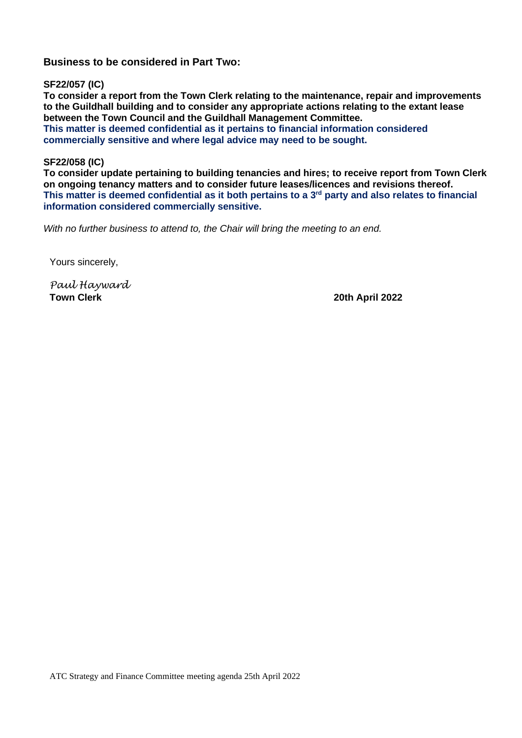**Business to be considered in Part Two:**

**SF22/057 (IC)**
**To consider a report from the Town Clerk relating to the maintenance, repair and improvements to the Guildhall building and to consider any appropriate actions relating to the extant lease between the Town Council and the Guildhall Management Committee.**
**This matter is deemed confidential as it pertains to financial information considered commercially sensitive and where legal advice may need to be sought.**

**SF22/058 (IC)**
**To consider update pertaining to building tenancies and hires; to receive report from Town Clerk on ongoing tenancy matters and to consider future leases/licences and revisions thereof.**
**This matter is deemed confidential as it both pertains to a 3rd party and also relates to financial information considered commercially sensitive.**

*With no further business to attend to, the Chair will bring the meeting to an end.*

Yours sincerely,

*Paul Hayward*
**Town Clerk** **20th April 2022**